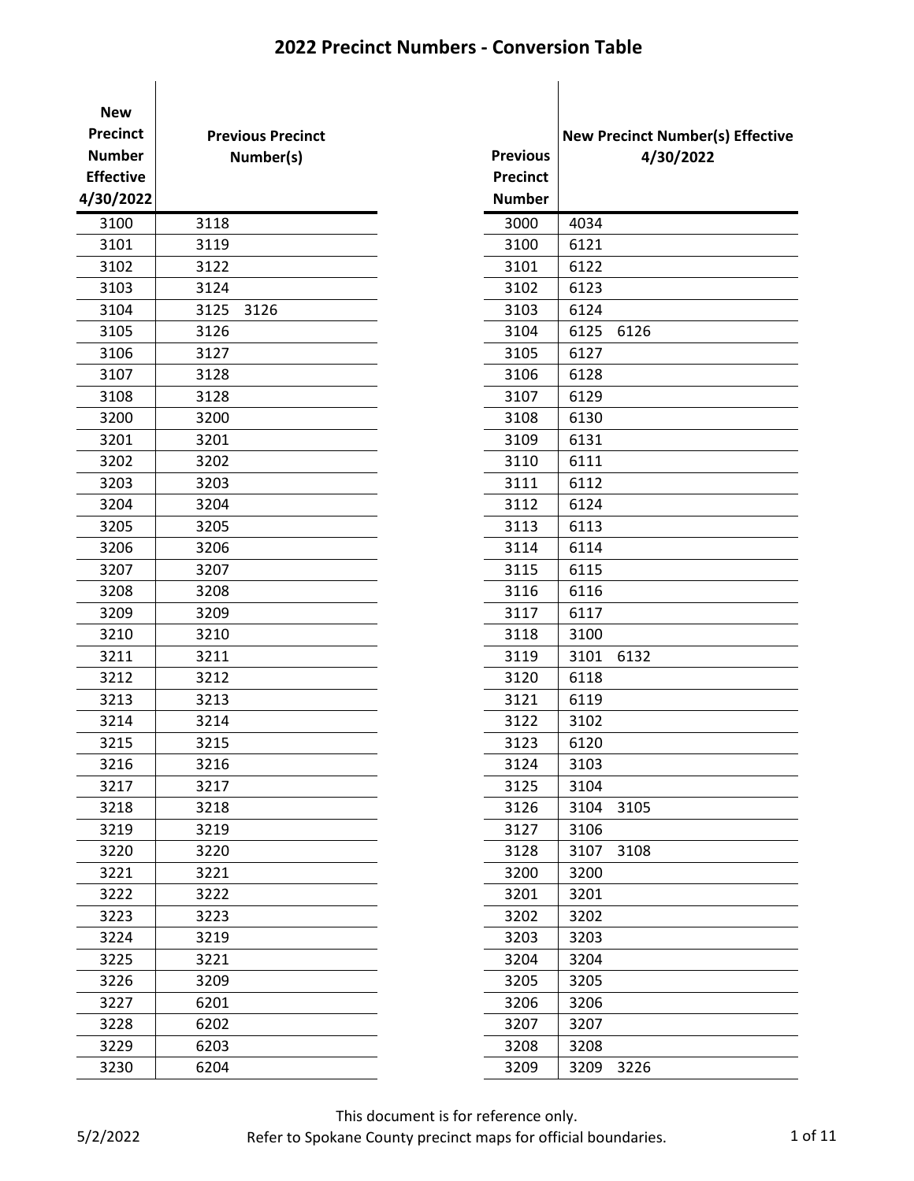# 2022 Precinct Numbers - Conversion Table

| New Precinct Number Effective 4/30/2022 | Previous Precinct Number(s) |
|---|---|
| 3100 | 3118 |
| 3101 | 3119 |
| 3102 | 3122 |
| 3103 | 3124 |
| 3104 | 3125 3126 |
| 3105 | 3126 |
| 3106 | 3127 |
| 3107 | 3128 |
| 3108 | 3128 |
| 3200 | 3200 |
| 3201 | 3201 |
| 3202 | 3202 |
| 3203 | 3203 |
| 3204 | 3204 |
| 3205 | 3205 |
| 3206 | 3206 |
| 3207 | 3207 |
| 3208 | 3208 |
| 3209 | 3209 |
| 3210 | 3210 |
| 3211 | 3211 |
| 3212 | 3212 |
| 3213 | 3213 |
| 3214 | 3214 |
| 3215 | 3215 |
| 3216 | 3216 |
| 3217 | 3217 |
| 3218 | 3218 |
| 3219 | 3219 |
| 3220 | 3220 |
| 3221 | 3221 |
| 3222 | 3222 |
| 3223 | 3223 |
| 3224 | 3219 |
| 3225 | 3221 |
| 3226 | 3209 |
| 3227 | 6201 |
| 3228 | 6202 |
| 3229 | 6203 |
| 3230 | 6204 |

| Previous Precinct Number | New Precinct Number(s) Effective 4/30/2022 |
|---|---|
| 3000 | 4034 |
| 3100 | 6121 |
| 3101 | 6122 |
| 3102 | 6123 |
| 3103 | 6124 |
| 3104 | 6125 6126 |
| 3105 | 6127 |
| 3106 | 6128 |
| 3107 | 6129 |
| 3108 | 6130 |
| 3109 | 6131 |
| 3110 | 6111 |
| 3111 | 6112 |
| 3112 | 6124 |
| 3113 | 6113 |
| 3114 | 6114 |
| 3115 | 6115 |
| 3116 | 6116 |
| 3117 | 6117 |
| 3118 | 3100 |
| 3119 | 3101 6132 |
| 3120 | 6118 |
| 3121 | 6119 |
| 3122 | 3102 |
| 3123 | 6120 |
| 3124 | 3103 |
| 3125 | 3104 |
| 3126 | 3104 3105 |
| 3127 | 3106 |
| 3128 | 3107 3108 |
| 3200 | 3200 |
| 3201 | 3201 |
| 3202 | 3202 |
| 3203 | 3203 |
| 3204 | 3204 |
| 3205 | 3205 |
| 3206 | 3206 |
| 3207 | 3207 |
| 3208 | 3208 |
| 3209 | 3209 3226 |

This document is for reference only.
Refer to Spokane County precinct maps for official boundaries.

5/2/2022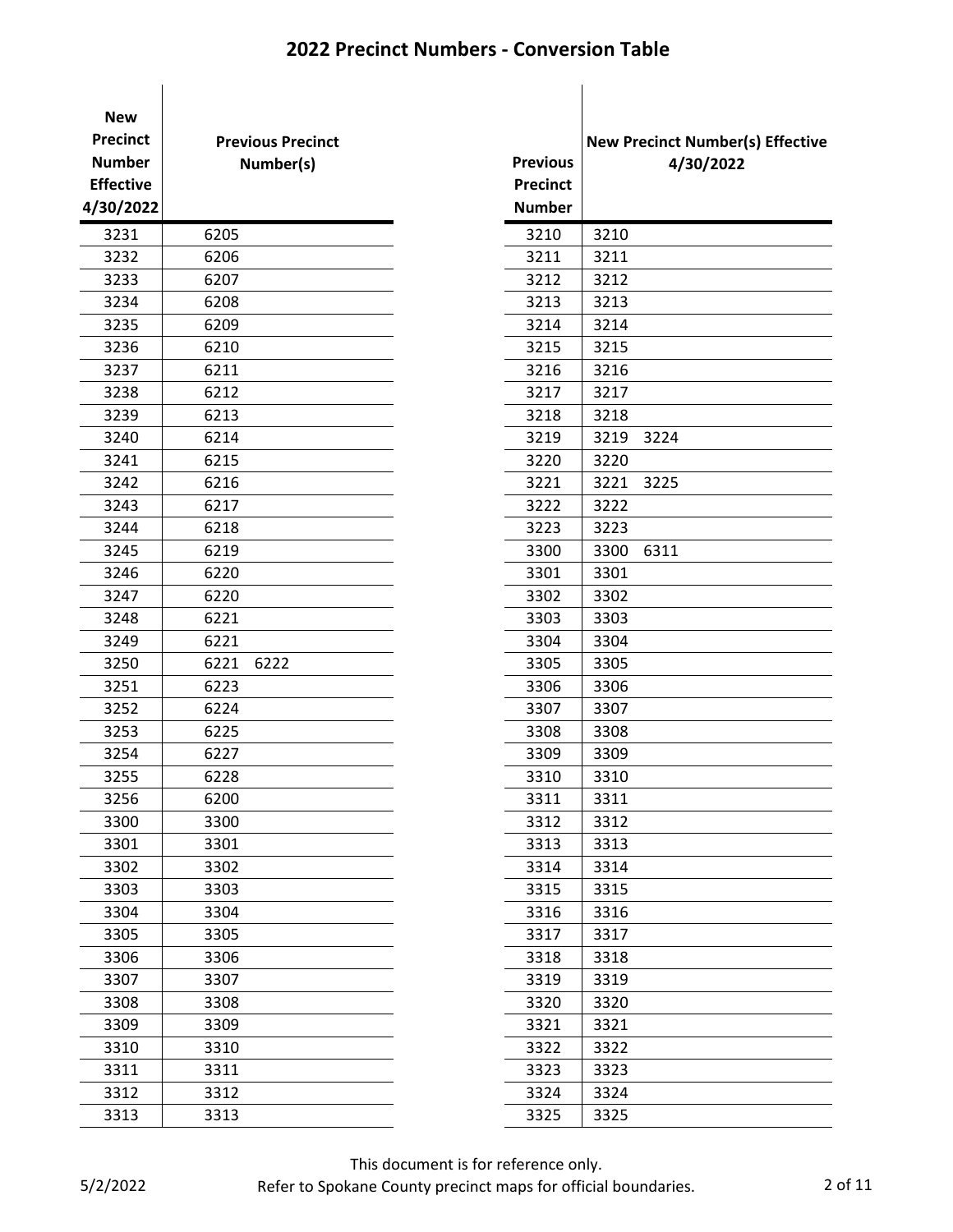# 2022 Precinct Numbers - Conversion Table

| New Precinct Number Effective 4/30/2022 | Previous Precinct Number(s) |
|---|---|
| 3231 | 6205 |
| 3232 | 6206 |
| 3233 | 6207 |
| 3234 | 6208 |
| 3235 | 6209 |
| 3236 | 6210 |
| 3237 | 6211 |
| 3238 | 6212 |
| 3239 | 6213 |
| 3240 | 6214 |
| 3241 | 6215 |
| 3242 | 6216 |
| 3243 | 6217 |
| 3244 | 6218 |
| 3245 | 6219 |
| 3246 | 6220 |
| 3247 | 6220 |
| 3248 | 6221 |
| 3249 | 6221 |
| 3250 | 6221 6222 |
| 3251 | 6223 |
| 3252 | 6224 |
| 3253 | 6225 |
| 3254 | 6227 |
| 3255 | 6228 |
| 3256 | 6200 |
| 3300 | 3300 |
| 3301 | 3301 |
| 3302 | 3302 |
| 3303 | 3303 |
| 3304 | 3304 |
| 3305 | 3305 |
| 3306 | 3306 |
| 3307 | 3307 |
| 3308 | 3308 |
| 3309 | 3309 |
| 3310 | 3310 |
| 3311 | 3311 |
| 3312 | 3312 |
| 3313 | 3313 |

| Previous Precinct Number | New Precinct Number(s) Effective 4/30/2022 |
|---|---|
| 3210 | 3210 |
| 3211 | 3211 |
| 3212 | 3212 |
| 3213 | 3213 |
| 3214 | 3214 |
| 3215 | 3215 |
| 3216 | 3216 |
| 3217 | 3217 |
| 3218 | 3218 |
| 3219 | 3219 3224 |
| 3220 | 3220 |
| 3221 | 3221 3225 |
| 3222 | 3222 |
| 3223 | 3223 |
| 3300 | 3300 6311 |
| 3301 | 3301 |
| 3302 | 3302 |
| 3303 | 3303 |
| 3304 | 3304 |
| 3305 | 3305 |
| 3306 | 3306 |
| 3307 | 3307 |
| 3308 | 3308 |
| 3309 | 3309 |
| 3310 | 3310 |
| 3311 | 3311 |
| 3312 | 3312 |
| 3313 | 3313 |
| 3314 | 3314 |
| 3315 | 3315 |
| 3316 | 3316 |
| 3317 | 3317 |
| 3318 | 3318 |
| 3319 | 3319 |
| 3320 | 3320 |
| 3321 | 3321 |
| 3322 | 3322 |
| 3323 | 3323 |
| 3324 | 3324 |
| 3325 | 3325 |

This document is for reference only.
Refer to Spokane County precinct maps for official boundaries.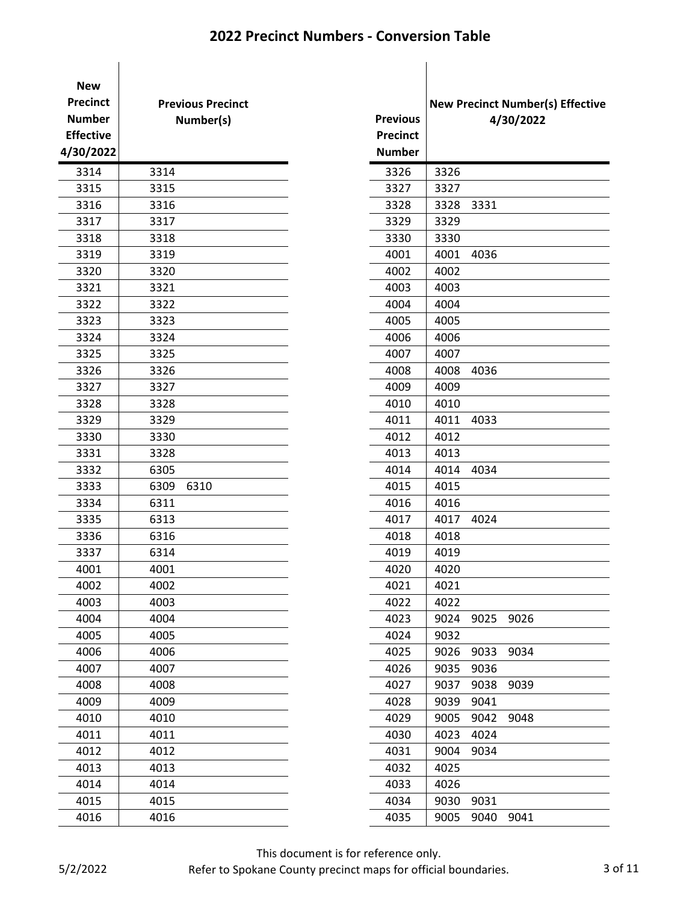## 2022 Precinct Numbers - Conversion Table

| New Precinct Number Effective 4/30/2022 | Previous Precinct Number(s) |
|---|---|
| 3314 | 3314 |
| 3315 | 3315 |
| 3316 | 3316 |
| 3317 | 3317 |
| 3318 | 3318 |
| 3319 | 3319 |
| 3320 | 3320 |
| 3321 | 3321 |
| 3322 | 3322 |
| 3323 | 3323 |
| 3324 | 3324 |
| 3325 | 3325 |
| 3326 | 3326 |
| 3327 | 3327 |
| 3328 | 3328 |
| 3329 | 3329 |
| 3330 | 3330 |
| 3331 | 3328 |
| 3332 | 6305 |
| 3333 | 6309 6310 |
| 3334 | 6311 |
| 3335 | 6313 |
| 3336 | 6316 |
| 3337 | 6314 |
| 4001 | 4001 |
| 4002 | 4002 |
| 4003 | 4003 |
| 4004 | 4004 |
| 4005 | 4005 |
| 4006 | 4006 |
| 4007 | 4007 |
| 4008 | 4008 |
| 4009 | 4009 |
| 4010 | 4010 |
| 4011 | 4011 |
| 4012 | 4012 |
| 4013 | 4013 |
| 4014 | 4014 |
| 4015 | 4015 |
| 4016 | 4016 |

| Previous Precinct Number | New Precinct Number(s) Effective 4/30/2022 |
|---|---|
| 3326 | 3326 |
| 3327 | 3327 |
| 3328 | 3328 3331 |
| 3329 | 3329 |
| 3330 | 3330 |
| 4001 | 4001 4036 |
| 4002 | 4002 |
| 4003 | 4003 |
| 4004 | 4004 |
| 4005 | 4005 |
| 4006 | 4006 |
| 4007 | 4007 |
| 4008 | 4008 4036 |
| 4009 | 4009 |
| 4010 | 4010 |
| 4011 | 4011 4033 |
| 4012 | 4012 |
| 4013 | 4013 |
| 4014 | 4014 4034 |
| 4015 | 4015 |
| 4016 | 4016 |
| 4017 | 4017 4024 |
| 4018 | 4018 |
| 4019 | 4019 |
| 4020 | 4020 |
| 4021 | 4021 |
| 4022 | 4022 |
| 4023 | 9024 9025 9026 |
| 4024 | 9032 |
| 4025 | 9026 9033 9034 |
| 4026 | 9035 9036 |
| 4027 | 9037 9038 9039 |
| 4028 | 9039 9041 |
| 4029 | 9005 9042 9048 |
| 4030 | 4023 4024 |
| 4031 | 9004 9034 |
| 4032 | 4025 |
| 4033 | 4026 |
| 4034 | 9030 9031 |
| 4035 | 9005 9040 9041 |

This document is for reference only.
Refer to Spokane County precinct maps for official boundaries.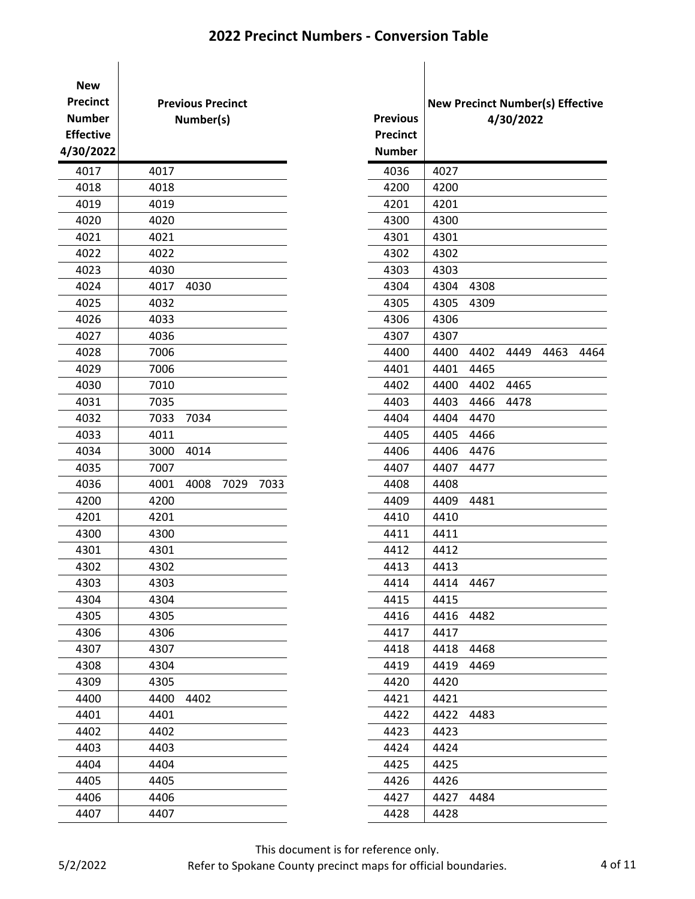# 2022 Precinct Numbers - Conversion Table

| New Precinct Number Effective 4/30/2022 | Previous Precinct Number(s) |
|---|---|
| 4017 | 4017 |
| 4018 | 4018 |
| 4019 | 4019 |
| 4020 | 4020 |
| 4021 | 4021 |
| 4022 | 4022 |
| 4023 | 4030 |
| 4024 | 4017 4030 |
| 4025 | 4032 |
| 4026 | 4033 |
| 4027 | 4036 |
| 4028 | 7006 |
| 4029 | 7006 |
| 4030 | 7010 |
| 4031 | 7035 |
| 4032 | 7033 7034 |
| 4033 | 4011 |
| 4034 | 3000 4014 |
| 4035 | 7007 |
| 4036 | 4001 4008 7029 7033 |
| 4200 | 4200 |
| 4201 | 4201 |
| 4300 | 4300 |
| 4301 | 4301 |
| 4302 | 4302 |
| 4303 | 4303 |
| 4304 | 4304 |
| 4305 | 4305 |
| 4306 | 4306 |
| 4307 | 4307 |
| 4308 | 4304 |
| 4309 | 4305 |
| 4400 | 4400 4402 |
| 4401 | 4401 |
| 4402 | 4402 |
| 4403 | 4403 |
| 4404 | 4404 |
| 4405 | 4405 |
| 4406 | 4406 |
| 4407 | 4407 |

| Previous Precinct Number | New Precinct Number(s) Effective 4/30/2022 |
|---|---|
| 4036 | 4027 |
| 4200 | 4200 |
| 4201 | 4201 |
| 4300 | 4300 |
| 4301 | 4301 |
| 4302 | 4302 |
| 4303 | 4303 |
| 4304 | 4304 4308 |
| 4305 | 4305 4309 |
| 4306 | 4306 |
| 4307 | 4307 |
| 4400 | 4400 4402 4449 4463 4464 |
| 4401 | 4401 4465 |
| 4402 | 4400 4402 4465 |
| 4403 | 4403 4466 4478 |
| 4404 | 4404 4470 |
| 4405 | 4405 4466 |
| 4406 | 4406 4476 |
| 4407 | 4407 4477 |
| 4408 | 4408 |
| 4409 | 4409 4481 |
| 4410 | 4410 |
| 4411 | 4411 |
| 4412 | 4412 |
| 4413 | 4413 |
| 4414 | 4414 4467 |
| 4415 | 4415 |
| 4416 | 4416 4482 |
| 4417 | 4417 |
| 4418 | 4418 4468 |
| 4419 | 4419 4469 |
| 4420 | 4420 |
| 4421 | 4421 |
| 4422 | 4422 4483 |
| 4423 | 4423 |
| 4424 | 4424 |
| 4425 | 4425 |
| 4426 | 4426 |
| 4427 | 4427 4484 |
| 4428 | 4428 |

5/2/2022

This document is for reference only.
Refer to Spokane County precinct maps for official boundaries.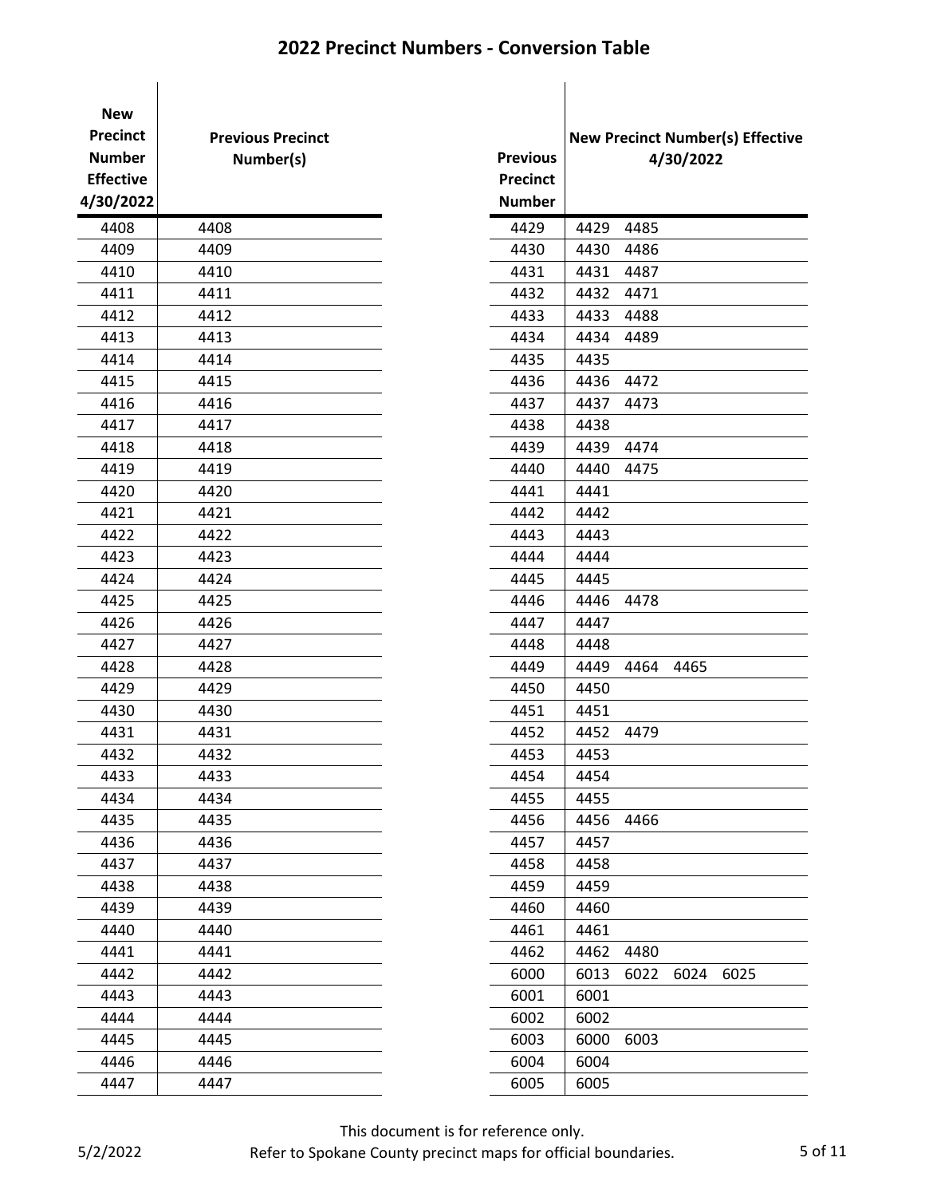# 2022 Precinct Numbers - Conversion Table

| New Precinct Number Effective 4/30/2022 | Previous Precinct Number(s) |
|---|---|
| 4408 | 4408 |
| 4409 | 4409 |
| 4410 | 4410 |
| 4411 | 4411 |
| 4412 | 4412 |
| 4413 | 4413 |
| 4414 | 4414 |
| 4415 | 4415 |
| 4416 | 4416 |
| 4417 | 4417 |
| 4418 | 4418 |
| 4419 | 4419 |
| 4420 | 4420 |
| 4421 | 4421 |
| 4422 | 4422 |
| 4423 | 4423 |
| 4424 | 4424 |
| 4425 | 4425 |
| 4426 | 4426 |
| 4427 | 4427 |
| 4428 | 4428 |
| 4429 | 4429 |
| 4430 | 4430 |
| 4431 | 4431 |
| 4432 | 4432 |
| 4433 | 4433 |
| 4434 | 4434 |
| 4435 | 4435 |
| 4436 | 4436 |
| 4437 | 4437 |
| 4438 | 4438 |
| 4439 | 4439 |
| 4440 | 4440 |
| 4441 | 4441 |
| 4442 | 4442 |
| 4443 | 4443 |
| 4444 | 4444 |
| 4445 | 4445 |
| 4446 | 4446 |
| 4447 | 4447 |

| Previous Precinct Number | New Precinct Number(s) Effective 4/30/2022 |
|---|---|
| 4429 | 4429 4485 |
| 4430 | 4430 4486 |
| 4431 | 4431 4487 |
| 4432 | 4432 4471 |
| 4433 | 4433 4488 |
| 4434 | 4434 4489 |
| 4435 | 4435 |
| 4436 | 4436 4472 |
| 4437 | 4437 4473 |
| 4438 | 4438 |
| 4439 | 4439 4474 |
| 4440 | 4440 4475 |
| 4441 | 4441 |
| 4442 | 4442 |
| 4443 | 4443 |
| 4444 | 4444 |
| 4445 | 4445 |
| 4446 | 4446 4478 |
| 4447 | 4447 |
| 4448 | 4448 |
| 4449 | 4449 4464 4465 |
| 4450 | 4450 |
| 4451 | 4451 |
| 4452 | 4452 4479 |
| 4453 | 4453 |
| 4454 | 4454 |
| 4455 | 4455 |
| 4456 | 4456 4466 |
| 4457 | 4457 |
| 4458 | 4458 |
| 4459 | 4459 |
| 4460 | 4460 |
| 4461 | 4461 |
| 4462 | 4462 4480 |
| 6000 | 6013 6022 6024 6025 |
| 6001 | 6001 |
| 6002 | 6002 |
| 6003 | 6000 6003 |
| 6004 | 6004 |
| 6005 | 6005 |

This document is for reference only.
Refer to Spokane County precinct maps for official boundaries.

5/2/2022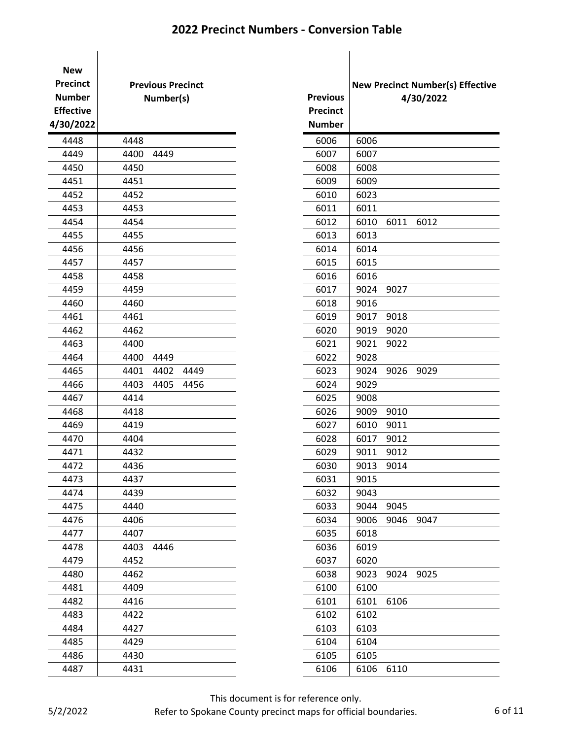## 2022 Precinct Numbers - Conversion Table

| New Precinct Number Effective 4/30/2022 | Previous Precinct Number(s) |
|---|---|
| 4448 | 4448 |
| 4449 | 4400 4449 |
| 4450 | 4450 |
| 4451 | 4451 |
| 4452 | 4452 |
| 4453 | 4453 |
| 4454 | 4454 |
| 4455 | 4455 |
| 4456 | 4456 |
| 4457 | 4457 |
| 4458 | 4458 |
| 4459 | 4459 |
| 4460 | 4460 |
| 4461 | 4461 |
| 4462 | 4462 |
| 4463 | 4400 |
| 4464 | 4400 4449 |
| 4465 | 4401 4402 4449 |
| 4466 | 4403 4405 4456 |
| 4467 | 4414 |
| 4468 | 4418 |
| 4469 | 4419 |
| 4470 | 4404 |
| 4471 | 4432 |
| 4472 | 4436 |
| 4473 | 4437 |
| 4474 | 4439 |
| 4475 | 4440 |
| 4476 | 4406 |
| 4477 | 4407 |
| 4478 | 4403 4446 |
| 4479 | 4452 |
| 4480 | 4462 |
| 4481 | 4409 |
| 4482 | 4416 |
| 4483 | 4422 |
| 4484 | 4427 |
| 4485 | 4429 |
| 4486 | 4430 |
| 4487 | 4431 |

| Previous Precinct Number | New Precinct Number(s) Effective 4/30/2022 |
|---|---|
| 6006 | 6006 |
| 6007 | 6007 |
| 6008 | 6008 |
| 6009 | 6009 |
| 6010 | 6023 |
| 6011 | 6011 |
| 6012 | 6010 6011 6012 |
| 6013 | 6013 |
| 6014 | 6014 |
| 6015 | 6015 |
| 6016 | 6016 |
| 6017 | 9024 9027 |
| 6018 | 9016 |
| 6019 | 9017 9018 |
| 6020 | 9019 9020 |
| 6021 | 9021 9022 |
| 6022 | 9028 |
| 6023 | 9024 9026 9029 |
| 6024 | 9029 |
| 6025 | 9008 |
| 6026 | 9009 9010 |
| 6027 | 6010 9011 |
| 6028 | 6017 9012 |
| 6029 | 9011 9012 |
| 6030 | 9013 9014 |
| 6031 | 9015 |
| 6032 | 9043 |
| 6033 | 9044 9045 |
| 6034 | 9006 9046 9047 |
| 6035 | 6018 |
| 6036 | 6019 |
| 6037 | 6020 |
| 6038 | 9023 9024 9025 |
| 6100 | 6100 |
| 6101 | 6101 6106 |
| 6102 | 6102 |
| 6103 | 6103 |
| 6104 | 6104 |
| 6105 | 6105 |
| 6106 | 6106 6110 |

This document is for reference only.
Refer to Spokane County precinct maps for official boundaries.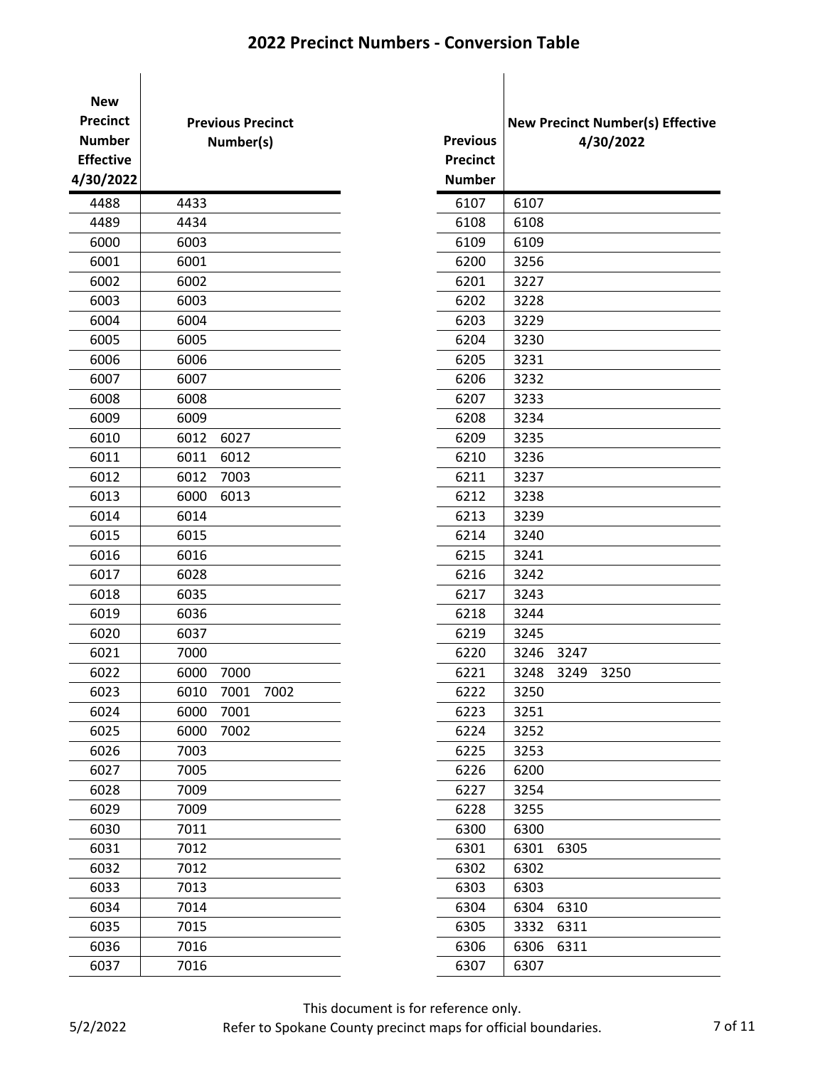## 2022 Precinct Numbers - Conversion Table

| New Precinct Number Effective 4/30/2022 | Previous Precinct Number(s) |
|---|---|
| 4488 | 4433 |
| 4489 | 4434 |
| 6000 | 6003 |
| 6001 | 6001 |
| 6002 | 6002 |
| 6003 | 6003 |
| 6004 | 6004 |
| 6005 | 6005 |
| 6006 | 6006 |
| 6007 | 6007 |
| 6008 | 6008 |
| 6009 | 6009 |
| 6010 | 6012 6027 |
| 6011 | 6011 6012 |
| 6012 | 6012 7003 |
| 6013 | 6000 6013 |
| 6014 | 6014 |
| 6015 | 6015 |
| 6016 | 6016 |
| 6017 | 6028 |
| 6018 | 6035 |
| 6019 | 6036 |
| 6020 | 6037 |
| 6021 | 7000 |
| 6022 | 6000 7000 |
| 6023 | 6010 7001 7002 |
| 6024 | 6000 7001 |
| 6025 | 6000 7002 |
| 6026 | 7003 |
| 6027 | 7005 |
| 6028 | 7009 |
| 6029 | 7009 |
| 6030 | 7011 |
| 6031 | 7012 |
| 6032 | 7012 |
| 6033 | 7013 |
| 6034 | 7014 |
| 6035 | 7015 |
| 6036 | 7016 |
| 6037 | 7016 |

| Previous Precinct Number | New Precinct Number(s) Effective 4/30/2022 |
|---|---|
| 6107 | 6107 |
| 6108 | 6108 |
| 6109 | 6109 |
| 6200 | 3256 |
| 6201 | 3227 |
| 6202 | 3228 |
| 6203 | 3229 |
| 6204 | 3230 |
| 6205 | 3231 |
| 6206 | 3232 |
| 6207 | 3233 |
| 6208 | 3234 |
| 6209 | 3235 |
| 6210 | 3236 |
| 6211 | 3237 |
| 6212 | 3238 |
| 6213 | 3239 |
| 6214 | 3240 |
| 6215 | 3241 |
| 6216 | 3242 |
| 6217 | 3243 |
| 6218 | 3244 |
| 6219 | 3245 |
| 6220 | 3246 3247 |
| 6221 | 3248 3249 3250 |
| 6222 | 3250 |
| 6223 | 3251 |
| 6224 | 3252 |
| 6225 | 3253 |
| 6226 | 6200 |
| 6227 | 3254 |
| 6228 | 3255 |
| 6300 | 6300 |
| 6301 | 6301 6305 |
| 6302 | 6302 |
| 6303 | 6303 |
| 6304 | 6304 6310 |
| 6305 | 3332 6311 |
| 6306 | 6306 6311 |
| 6307 | 6307 |

5/2/2022

This document is for reference only.
Refer to Spokane County precinct maps for official boundaries.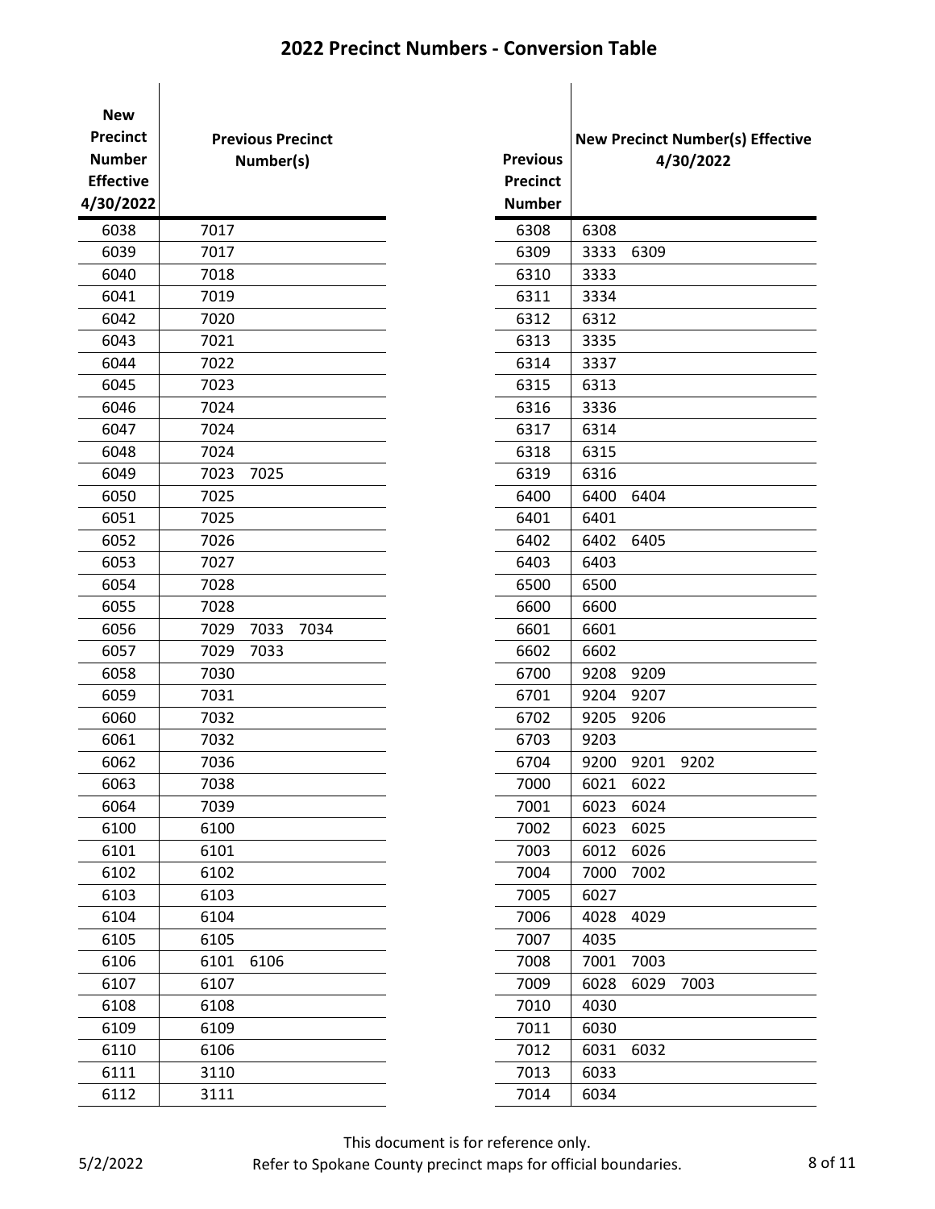## 2022 Precinct Numbers - Conversion Table

| New Precinct Number Effective 4/30/2022 | Previous Precinct Number(s) |
|---|---|
| 6038 | 7017 |
| 6039 | 7017 |
| 6040 | 7018 |
| 6041 | 7019 |
| 6042 | 7020 |
| 6043 | 7021 |
| 6044 | 7022 |
| 6045 | 7023 |
| 6046 | 7024 |
| 6047 | 7024 |
| 6048 | 7024 |
| 6049 | 7023 7025 |
| 6050 | 7025 |
| 6051 | 7025 |
| 6052 | 7026 |
| 6053 | 7027 |
| 6054 | 7028 |
| 6055 | 7028 |
| 6056 | 7029 7033 7034 |
| 6057 | 7029 7033 |
| 6058 | 7030 |
| 6059 | 7031 |
| 6060 | 7032 |
| 6061 | 7032 |
| 6062 | 7036 |
| 6063 | 7038 |
| 6064 | 7039 |
| 6100 | 6100 |
| 6101 | 6101 |
| 6102 | 6102 |
| 6103 | 6103 |
| 6104 | 6104 |
| 6105 | 6105 |
| 6106 | 6101 6106 |
| 6107 | 6107 |
| 6108 | 6108 |
| 6109 | 6109 |
| 6110 | 6106 |
| 6111 | 3110 |
| 6112 | 3111 |

| Previous Precinct Number | New Precinct Number(s) Effective 4/30/2022 |
|---|---|
| 6308 | 6308 |
| 6309 | 3333 6309 |
| 6310 | 3333 |
| 6311 | 3334 |
| 6312 | 6312 |
| 6313 | 3335 |
| 6314 | 3337 |
| 6315 | 6313 |
| 6316 | 3336 |
| 6317 | 6314 |
| 6318 | 6315 |
| 6319 | 6316 |
| 6400 | 6400 6404 |
| 6401 | 6401 |
| 6402 | 6402 6405 |
| 6403 | 6403 |
| 6500 | 6500 |
| 6600 | 6600 |
| 6601 | 6601 |
| 6602 | 6602 |
| 6700 | 9208 9209 |
| 6701 | 9204 9207 |
| 6702 | 9205 9206 |
| 6703 | 9203 |
| 6704 | 9200 9201 9202 |
| 7000 | 6021 6022 |
| 7001 | 6023 6024 |
| 7002 | 6023 6025 |
| 7003 | 6012 6026 |
| 7004 | 7000 7002 |
| 7005 | 6027 |
| 7006 | 4028 4029 |
| 7007 | 4035 |
| 7008 | 7001 7003 |
| 7009 | 6028 6029 7003 |
| 7010 | 4030 |
| 7011 | 6030 |
| 7012 | 6031 6032 |
| 7013 | 6033 |
| 7014 | 6034 |

This document is for reference only.
Refer to Spokane County precinct maps for official boundaries.

5/2/2022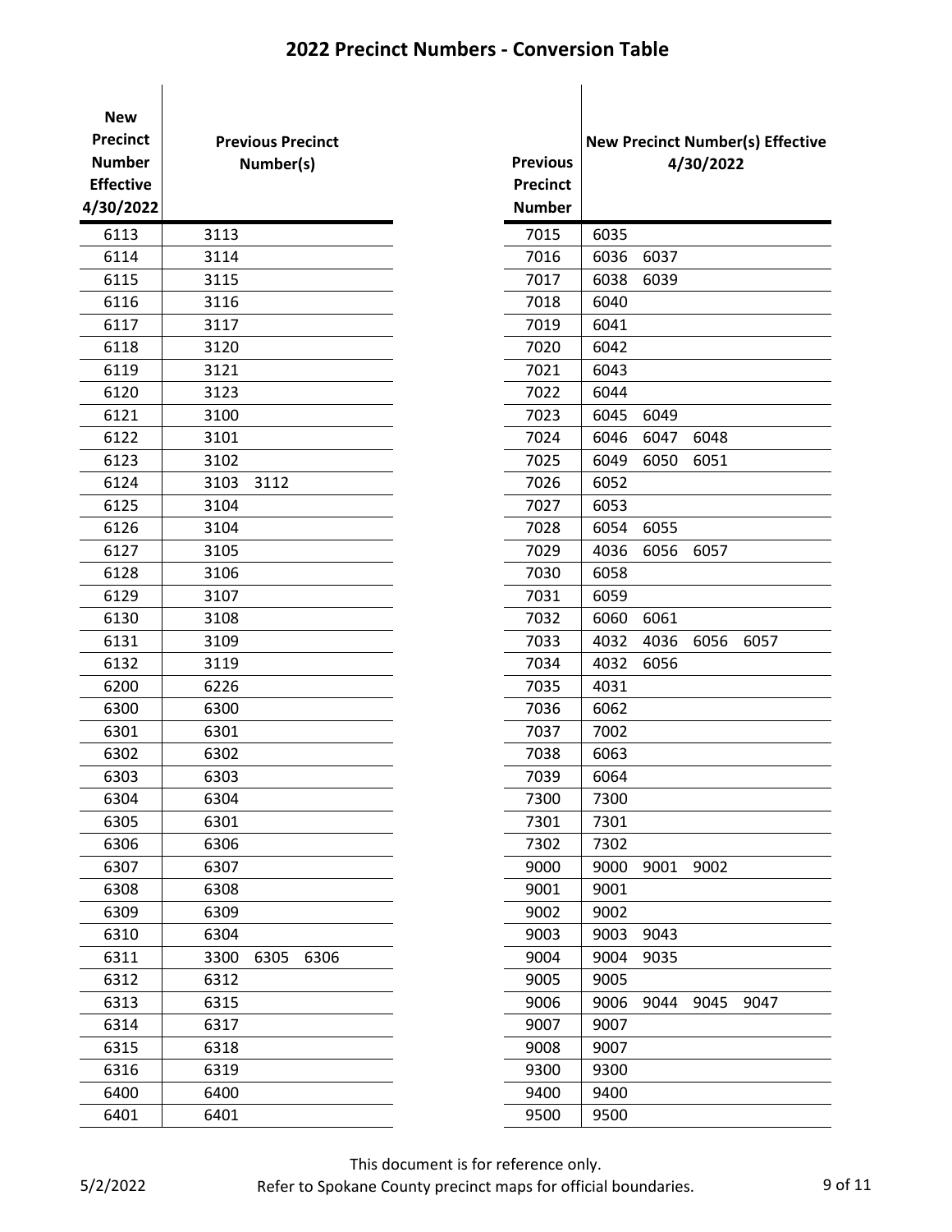## 2022 Precinct Numbers - Conversion Table

| New Precinct Number Effective 4/30/2022 | Previous Precinct Number(s) |
|---|---|
| 6113 | 3113 |
| 6114 | 3114 |
| 6115 | 3115 |
| 6116 | 3116 |
| 6117 | 3117 |
| 6118 | 3120 |
| 6119 | 3121 |
| 6120 | 3123 |
| 6121 | 3100 |
| 6122 | 3101 |
| 6123 | 3102 |
| 6124 | 3103 3112 |
| 6125 | 3104 |
| 6126 | 3104 |
| 6127 | 3105 |
| 6128 | 3106 |
| 6129 | 3107 |
| 6130 | 3108 |
| 6131 | 3109 |
| 6132 | 3119 |
| 6200 | 6226 |
| 6300 | 6300 |
| 6301 | 6301 |
| 6302 | 6302 |
| 6303 | 6303 |
| 6304 | 6304 |
| 6305 | 6301 |
| 6306 | 6306 |
| 6307 | 6307 |
| 6308 | 6308 |
| 6309 | 6309 |
| 6310 | 6304 |
| 6311 | 3300 6305 6306 |
| 6312 | 6312 |
| 6313 | 6315 |
| 6314 | 6317 |
| 6315 | 6318 |
| 6316 | 6319 |
| 6400 | 6400 |
| 6401 | 6401 |

| Previous Precinct Number | New Precinct Number(s) Effective 4/30/2022 |
|---|---|
| 7015 | 6035 |
| 7016 | 6036 6037 |
| 7017 | 6038 6039 |
| 7018 | 6040 |
| 7019 | 6041 |
| 7020 | 6042 |
| 7021 | 6043 |
| 7022 | 6044 |
| 7023 | 6045 6049 |
| 7024 | 6046 6047 6048 |
| 7025 | 6049 6050 6051 |
| 7026 | 6052 |
| 7027 | 6053 |
| 7028 | 6054 6055 |
| 7029 | 4036 6056 6057 |
| 7030 | 6058 |
| 7031 | 6059 |
| 7032 | 6060 6061 |
| 7033 | 4032 4036 6056 6057 |
| 7034 | 4032 6056 |
| 7035 | 4031 |
| 7036 | 6062 |
| 7037 | 7002 |
| 7038 | 6063 |
| 7039 | 6064 |
| 7300 | 7300 |
| 7301 | 7301 |
| 7302 | 7302 |
| 9000 | 9000 9001 9002 |
| 9001 | 9001 |
| 9002 | 9002 |
| 9003 | 9003 9043 |
| 9004 | 9004 9035 |
| 9005 | 9005 |
| 9006 | 9006 9044 9045 9047 |
| 9007 | 9007 |
| 9008 | 9007 |
| 9300 | 9300 |
| 9400 | 9400 |
| 9500 | 9500 |

5/2/2022

This document is for reference only.
Refer to Spokane County precinct maps for official boundaries.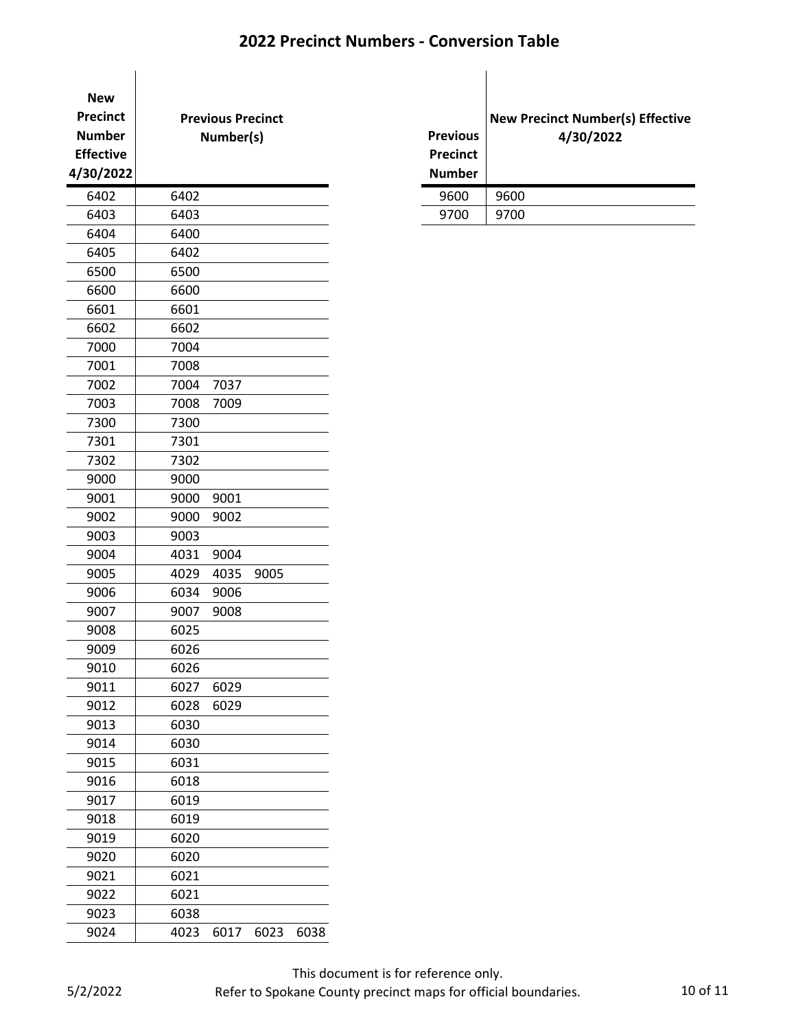## 2022 Precinct Numbers - Conversion Table

| New Precinct Number Effective 4/30/2022 | Previous Precinct Number(s) | | | |
|---|---|---|---|---|
| 6402 | 6402 | | | |
| 6403 | 6403 | | | |
| 6404 | 6400 | | | |
| 6405 | 6402 | | | |
| 6500 | 6500 | | | |
| 6600 | 6600 | | | |
| 6601 | 6601 | | | |
| 6602 | 6602 | | | |
| 7000 | 7004 | | | |
| 7001 | 7008 | | | |
| 7002 | 7004 | 7037 | | |
| 7003 | 7008 | 7009 | | |
| 7300 | 7300 | | | |
| 7301 | 7301 | | | |
| 7302 | 7302 | | | |
| 9000 | 9000 | | | |
| 9001 | 9000 | 9001 | | |
| 9002 | 9000 | 9002 | | |
| 9003 | 9003 | | | |
| 9004 | 4031 | 9004 | | |
| 9005 | 4029 | 4035 | 9005 | |
| 9006 | 6034 | 9006 | | |
| 9007 | 9007 | 9008 | | |
| 9008 | 6025 | | | |
| 9009 | 6026 | | | |
| 9010 | 6026 | | | |
| 9011 | 6027 | 6029 | | |
| 9012 | 6028 | 6029 | | |
| 9013 | 6030 | | | |
| 9014 | 6030 | | | |
| 9015 | 6031 | | | |
| 9016 | 6018 | | | |
| 9017 | 6019 | | | |
| 9018 | 6019 | | | |
| 9019 | 6020 | | | |
| 9020 | 6020 | | | |
| 9021 | 6021 | | | |
| 9022 | 6021 | | | |
| 9023 | 6038 | | | |
| 9024 | 4023 | 6017 | 6023 | 6038 |

| Previous Precinct Number | New Precinct Number(s) Effective 4/30/2022 |
|---|---|
| 9600 | 9600 |
| 9700 | 9700 |

This document is for reference only.

5/2/2022 Refer to Spokane County precinct maps for official boundaries.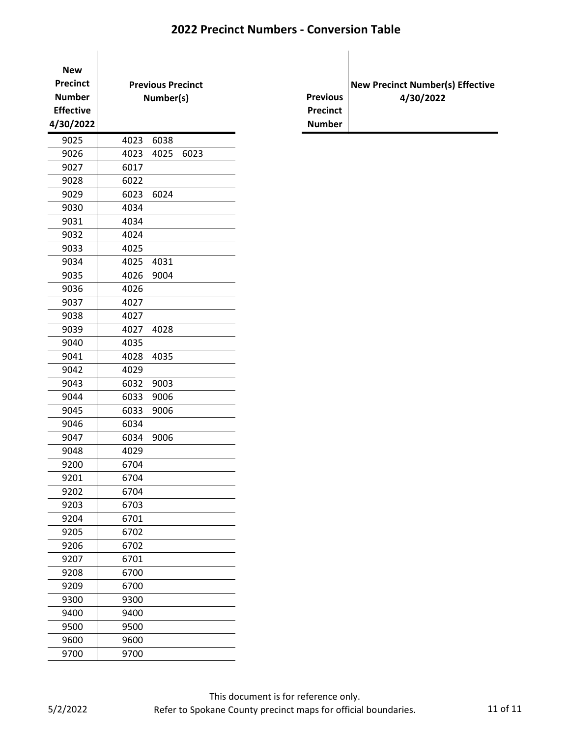## 2022 Precinct Numbers - Conversion Table

| New Precinct Number Effective 4/30/2022 | Previous Precinct Number(s) |
| --- | --- |
| 9025 | 4023 6038 |
| 9026 | 4023 4025 6023 |
| 9027 | 6017 |
| 9028 | 6022 |
| 9029 | 6023 6024 |
| 9030 | 4034 |
| 9031 | 4034 |
| 9032 | 4024 |
| 9033 | 4025 |
| 9034 | 4025 4031 |
| 9035 | 4026 9004 |
| 9036 | 4026 |
| 9037 | 4027 |
| 9038 | 4027 |
| 9039 | 4027 4028 |
| 9040 | 4035 |
| 9041 | 4028 4035 |
| 9042 | 4029 |
| 9043 | 6032 9003 |
| 9044 | 6033 9006 |
| 9045 | 6033 9006 |
| 9046 | 6034 |
| 9047 | 6034 9006 |
| 9048 | 4029 |
| 9200 | 6704 |
| 9201 | 6704 |
| 9202 | 6704 |
| 9203 | 6703 |
| 9204 | 6701 |
| 9205 | 6702 |
| 9206 | 6702 |
| 9207 | 6701 |
| 9208 | 6700 |
| 9209 | 6700 |
| 9300 | 9300 |
| 9400 | 9400 |
| 9500 | 9500 |
| 9600 | 9600 |
| 9700 | 9700 |

| Previous Precinct Number | New Precinct Number(s) Effective 4/30/2022 |
| --- | --- |

5/2/2022

This document is for reference only.
Refer to Spokane County precinct maps for official boundaries.